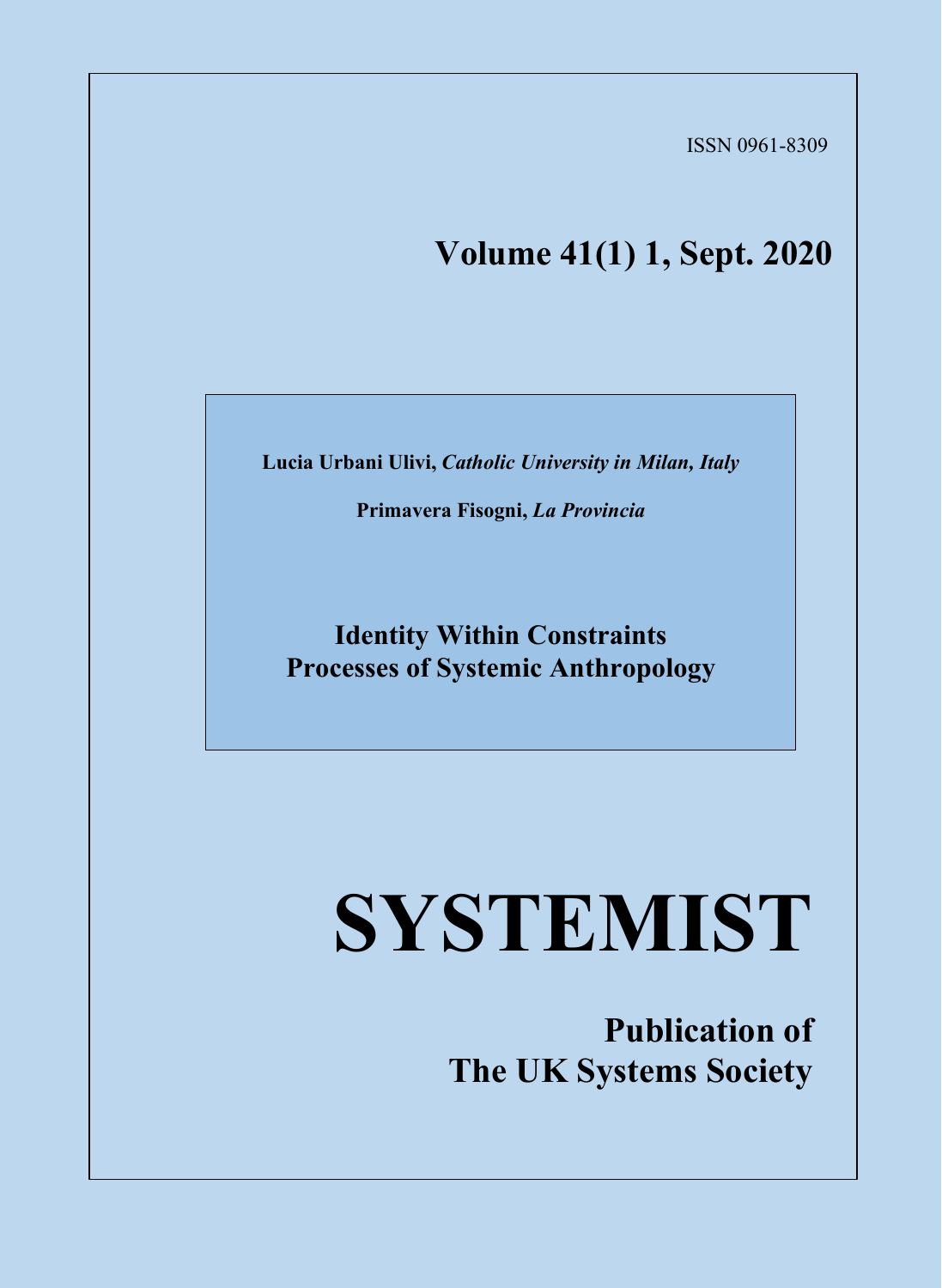ISSN 0961-8309

## Volume 41(1) 1, Sept. 2020

**Lucia Urbani Ulivi,** ***Catholic University in Milan, Italy***

**Primavera Fisogni,** ***La Provincia***

# Identity Within Constraints Processes of Systemic Anthropology

# SYSTEMIST

**Publication of The UK Systems Society**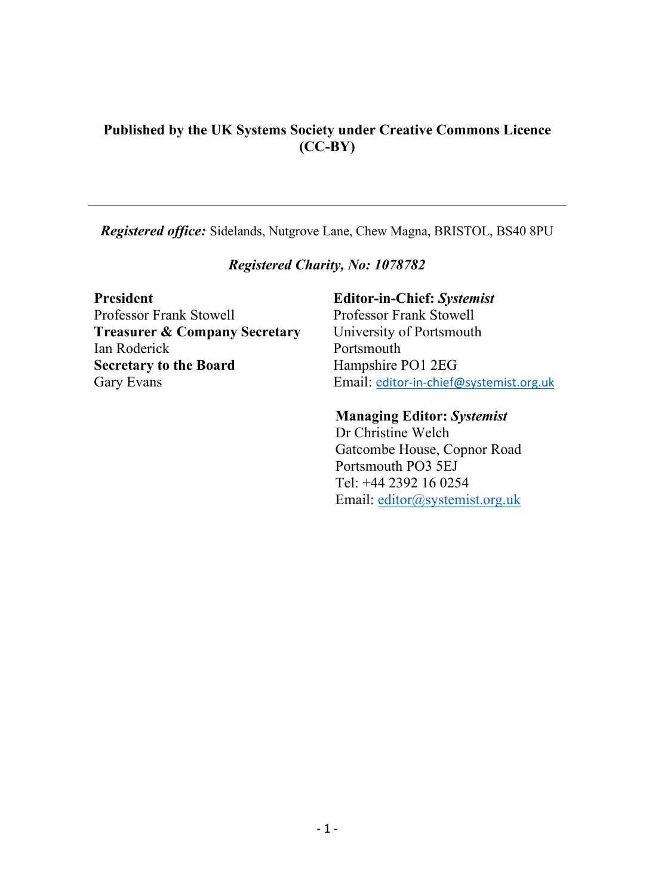**Published by the UK Systems Society under Creative Commons Licence (CC-BY)**

---

***Registered office:*** Sidelands, Nutgrove Lane, Chew Magna, BRISTOL, BS40 8PU

***Registered Charity, No: 1078782***

**President**
Professor Frank Stowell

**Treasurer & Company Secretary**
Ian Roderick

**Secretary to the Board**
Gary Evans

**Editor-in-Chief: *Systemist***
Professor Frank Stowell
University of Portsmouth
Portsmouth
Hampshire PO1 2EG
Email: editor-in-chief@systemist.org.uk

**Managing Editor: *Systemist***
Dr Christine Welch
Gatcombe House, Copnor Road
Portsmouth PO3 5EJ
Tel: +44 2392 16 0254
Email: editor@systemist.org.uk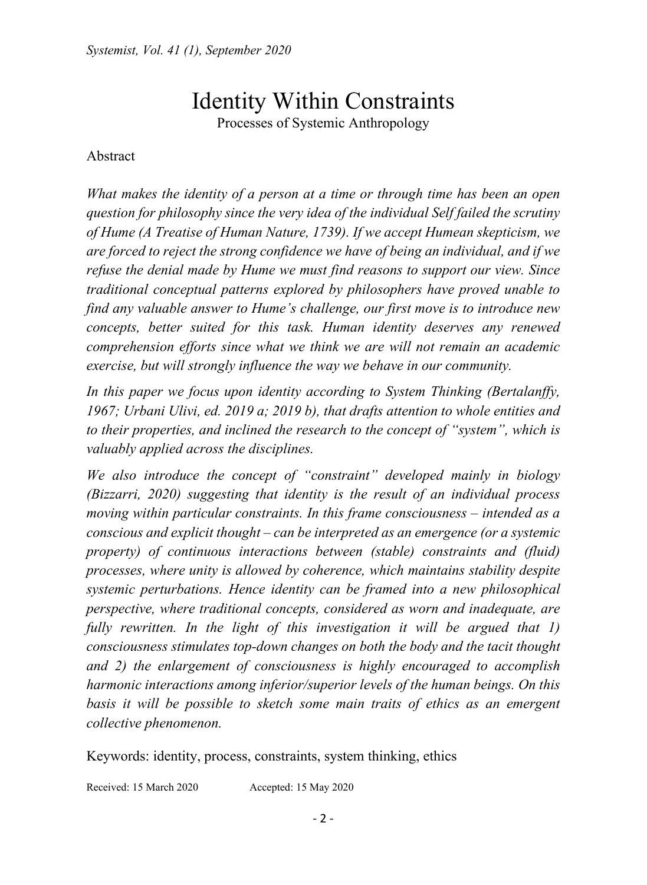# Identity Within Constraints

Processes of Systemic Anthropology

Abstract

*What makes the identity of a person at a time or through time has been an open question for philosophy since the very idea of the individual Self failed the scrutiny of Hume (A Treatise of Human Nature, 1739). If we accept Humean skepticism, we are forced to reject the strong confidence we have of being an individual, and if we refuse the denial made by Hume we must find reasons to support our view. Since traditional conceptual patterns explored by philosophers have proved unable to find any valuable answer to Hume's challenge, our first move is to introduce new concepts, better suited for this task. Human identity deserves any renewed comprehension efforts since what we think we are will not remain an academic exercise, but will strongly influence the way we behave in our community.*

*In this paper we focus upon identity according to System Thinking (Bertalanffy, 1967; Urbani Ulivi, ed. 2019 a; 2019 b), that drafts attention to whole entities and to their properties, and inclined the research to the concept of "system", which is valuably applied across the disciplines.*

*We also introduce the concept of "constraint" developed mainly in biology (Bizzarri, 2020) suggesting that identity is the result of an individual process moving within particular constraints. In this frame consciousness – intended as a conscious and explicit thought – can be interpreted as an emergence (or a systemic property) of continuous interactions between (stable) constraints and (fluid) processes, where unity is allowed by coherence, which maintains stability despite systemic perturbations. Hence identity can be framed into a new philosophical perspective, where traditional concepts, considered as worn and inadequate, are fully rewritten. In the light of this investigation it will be argued that 1) consciousness stimulates top-down changes on both the body and the tacit thought and 2) the enlargement of consciousness is highly encouraged to accomplish harmonic interactions among inferior/superior levels of the human beings. On this basis it will be possible to sketch some main traits of ethics as an emergent collective phenomenon.*

Keywords: identity, process, constraints, system thinking, ethics

Received: 15 March 2020 Accepted: 15 May 2020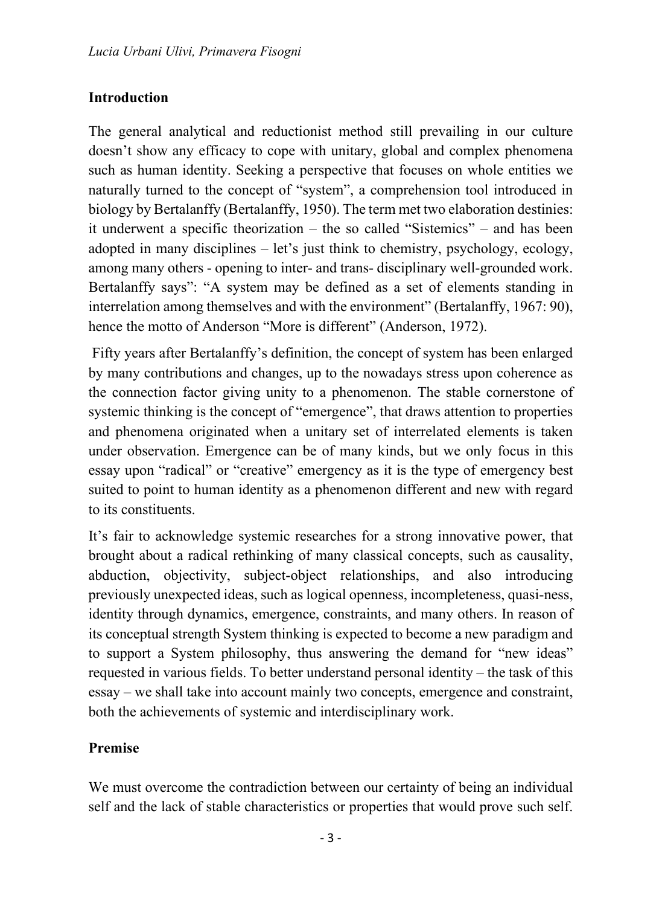## Introduction

The general analytical and reductionist method still prevailing in our culture doesn't show any efficacy to cope with unitary, global and complex phenomena such as human identity. Seeking a perspective that focuses on whole entities we naturally turned to the concept of "system", a comprehension tool introduced in biology by Bertalanffy (Bertalanffy, 1950). The term met two elaboration destinies: it underwent a specific theorization – the so called "Sistemics" – and has been adopted in many disciplines – let's just think to chemistry, psychology, ecology, among many others - opening to inter- and trans- disciplinary well-grounded work. Bertalanffy says": "A system may be defined as a set of elements standing in interrelation among themselves and with the environment" (Bertalanffy, 1967: 90), hence the motto of Anderson "More is different" (Anderson, 1972).

Fifty years after Bertalanffy's definition, the concept of system has been enlarged by many contributions and changes, up to the nowadays stress upon coherence as the connection factor giving unity to a phenomenon. The stable cornerstone of systemic thinking is the concept of "emergence", that draws attention to properties and phenomena originated when a unitary set of interrelated elements is taken under observation. Emergence can be of many kinds, but we only focus in this essay upon "radical" or "creative" emergency as it is the type of emergency best suited to point to human identity as a phenomenon different and new with regard to its constituents.

It's fair to acknowledge systemic researches for a strong innovative power, that brought about a radical rethinking of many classical concepts, such as causality, abduction, objectivity, subject-object relationships, and also introducing previously unexpected ideas, such as logical openness, incompleteness, quasi-ness, identity through dynamics, emergence, constraints, and many others. In reason of its conceptual strength System thinking is expected to become a new paradigm and to support a System philosophy, thus answering the demand for "new ideas" requested in various fields. To better understand personal identity – the task of this essay – we shall take into account mainly two concepts, emergence and constraint, both the achievements of systemic and interdisciplinary work.

## Premise

We must overcome the contradiction between our certainty of being an individual self and the lack of stable characteristics or properties that would prove such self.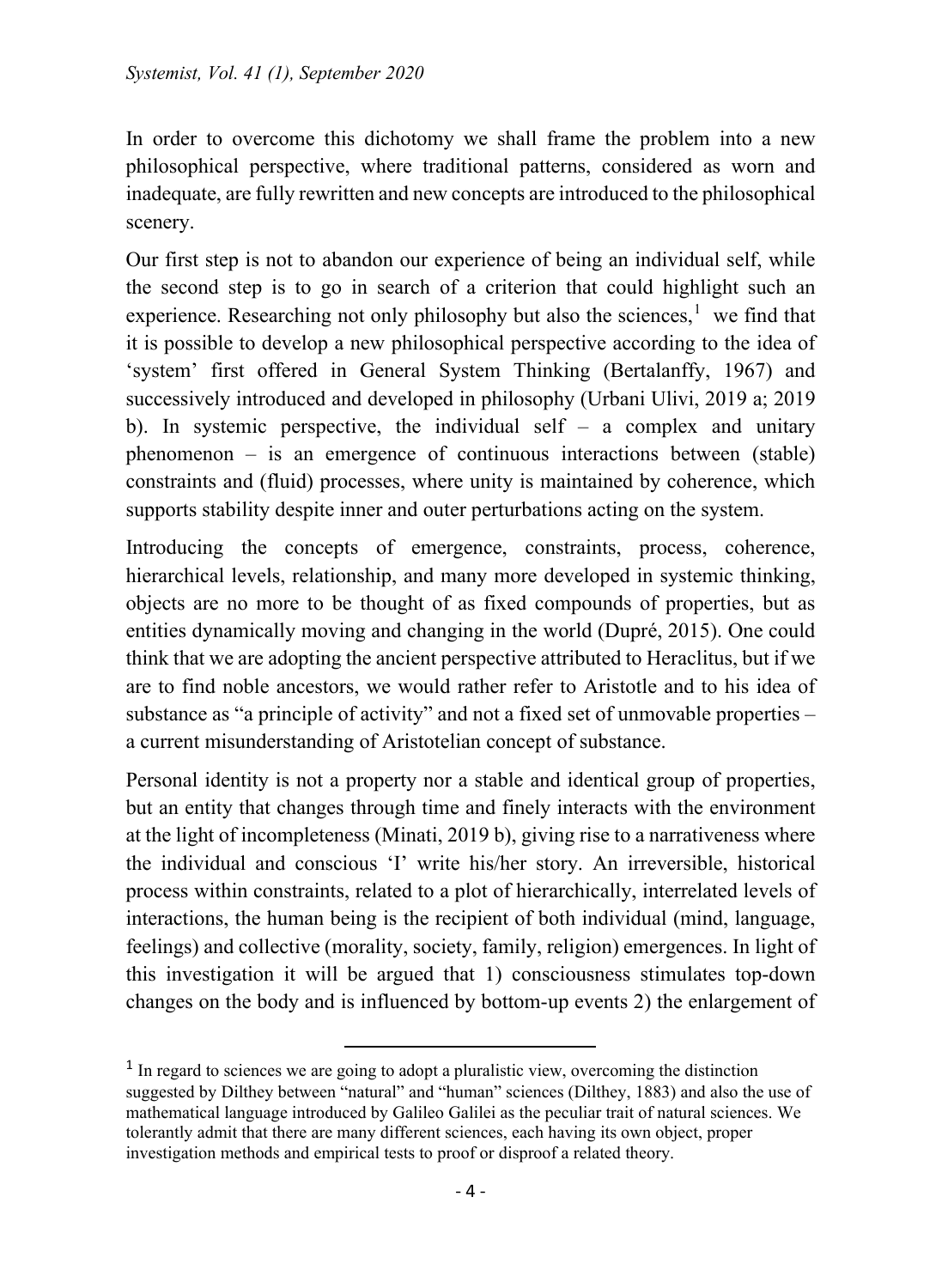In order to overcome this dichotomy we shall frame the problem into a new philosophical perspective, where traditional patterns, considered as worn and inadequate, are fully rewritten and new concepts are introduced to the philosophical scenery.

Our first step is not to abandon our experience of being an individual self, while the second step is to go in search of a criterion that could highlight such an experience. Researching not only philosophy but also the sciences,[1] we find that it is possible to develop a new philosophical perspective according to the idea of 'system' first offered in General System Thinking (Bertalanffy, 1967) and successively introduced and developed in philosophy (Urbani Ulivi, 2019 a; 2019 b). In systemic perspective, the individual self – a complex and unitary phenomenon – is an emergence of continuous interactions between (stable) constraints and (fluid) processes, where unity is maintained by coherence, which supports stability despite inner and outer perturbations acting on the system.

Introducing the concepts of emergence, constraints, process, coherence, hierarchical levels, relationship, and many more developed in systemic thinking, objects are no more to be thought of as fixed compounds of properties, but as entities dynamically moving and changing in the world (Dupré, 2015). One could think that we are adopting the ancient perspective attributed to Heraclitus, but if we are to find noble ancestors, we would rather refer to Aristotle and to his idea of substance as "a principle of activity" and not a fixed set of unmovable properties – a current misunderstanding of Aristotelian concept of substance.

Personal identity is not a property nor a stable and identical group of properties, but an entity that changes through time and finely interacts with the environment at the light of incompleteness (Minati, 2019 b), giving rise to a narrativeness where the individual and conscious 'I' write his/her story. An irreversible, historical process within constraints, related to a plot of hierarchically, interrelated levels of interactions, the human being is the recipient of both individual (mind, language, feelings) and collective (morality, society, family, religion) emergences. In light of this investigation it will be argued that 1) consciousness stimulates top-down changes on the body and is influenced by bottom-up events 2) the enlargement of

[1] In regard to sciences we are going to adopt a pluralistic view, overcoming the distinction suggested by Dilthey between "natural" and "human" sciences (Dilthey, 1883) and also the use of mathematical language introduced by Galileo Galilei as the peculiar trait of natural sciences. We tolerantly admit that there are many different sciences, each having its own object, proper investigation methods and empirical tests to proof or disproof a related theory.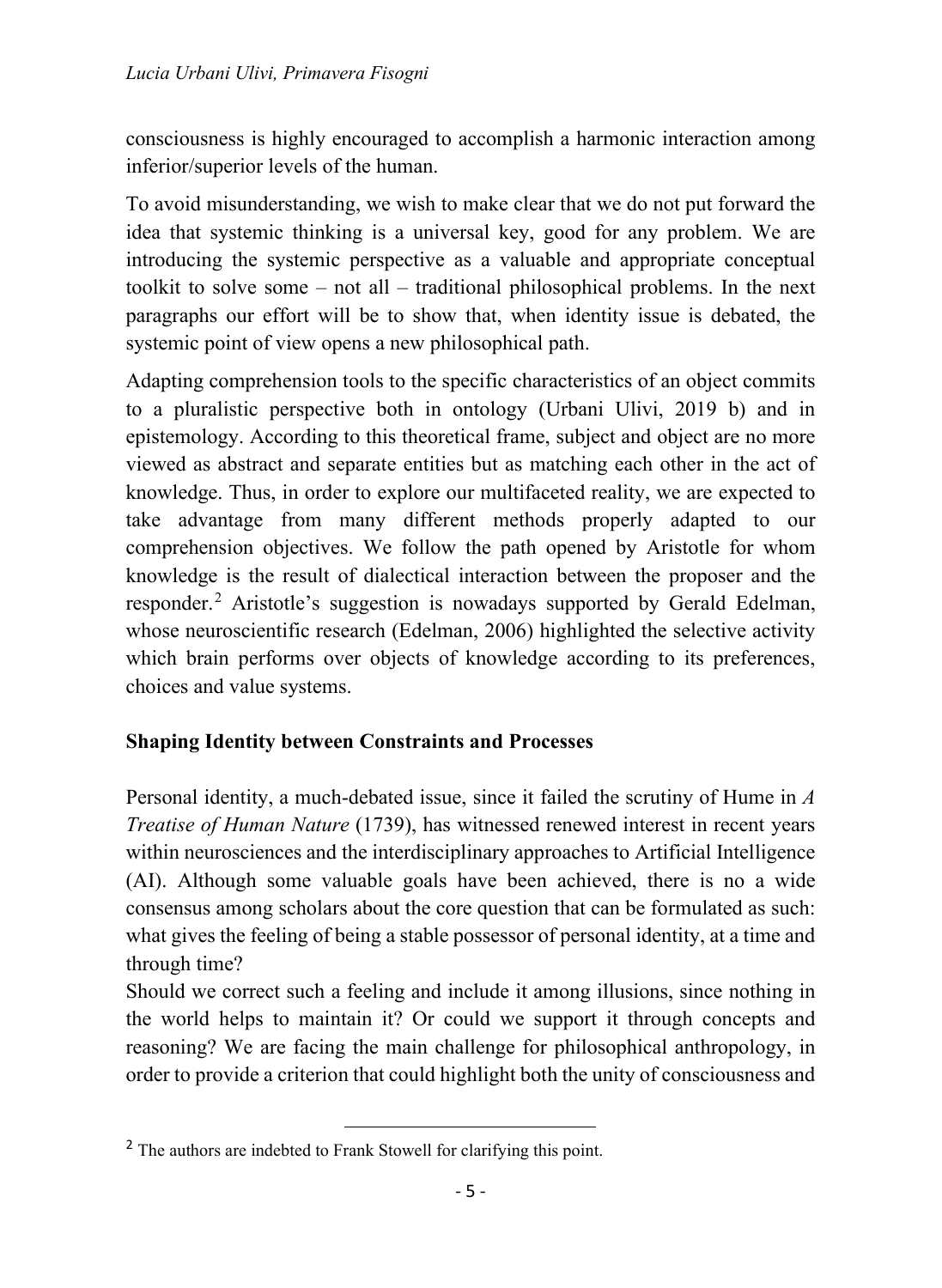consciousness is highly encouraged to accomplish a harmonic interaction among inferior/superior levels of the human.

To avoid misunderstanding, we wish to make clear that we do not put forward the idea that systemic thinking is a universal key, good for any problem. We are introducing the systemic perspective as a valuable and appropriate conceptual toolkit to solve some – not all – traditional philosophical problems. In the next paragraphs our effort will be to show that, when identity issue is debated, the systemic point of view opens a new philosophical path.

Adapting comprehension tools to the specific characteristics of an object commits to a pluralistic perspective both in ontology (Urbani Ulivi, 2019 b) and in epistemology. According to this theoretical frame, subject and object are no more viewed as abstract and separate entities but as matching each other in the act of knowledge. Thus, in order to explore our multifaceted reality, we are expected to take advantage from many different methods properly adapted to our comprehension objectives. We follow the path opened by Aristotle for whom knowledge is the result of dialectical interaction between the proposer and the responder.[2] Aristotle's suggestion is nowadays supported by Gerald Edelman, whose neuroscientific research (Edelman, 2006) highlighted the selective activity which brain performs over objects of knowledge according to its preferences, choices and value systems.

## Shaping Identity between Constraints and Processes

Personal identity, a much-debated issue, since it failed the scrutiny of Hume in *A Treatise of Human Nature* (1739), has witnessed renewed interest in recent years within neurosciences and the interdisciplinary approaches to Artificial Intelligence (AI). Although some valuable goals have been achieved, there is no a wide consensus among scholars about the core question that can be formulated as such: what gives the feeling of being a stable possessor of personal identity, at a time and through time?

Should we correct such a feeling and include it among illusions, since nothing in the world helps to maintain it? Or could we support it through concepts and reasoning? We are facing the main challenge for philosophical anthropology, in order to provide a criterion that could highlight both the unity of consciousness and

[2] The authors are indebted to Frank Stowell for clarifying this point.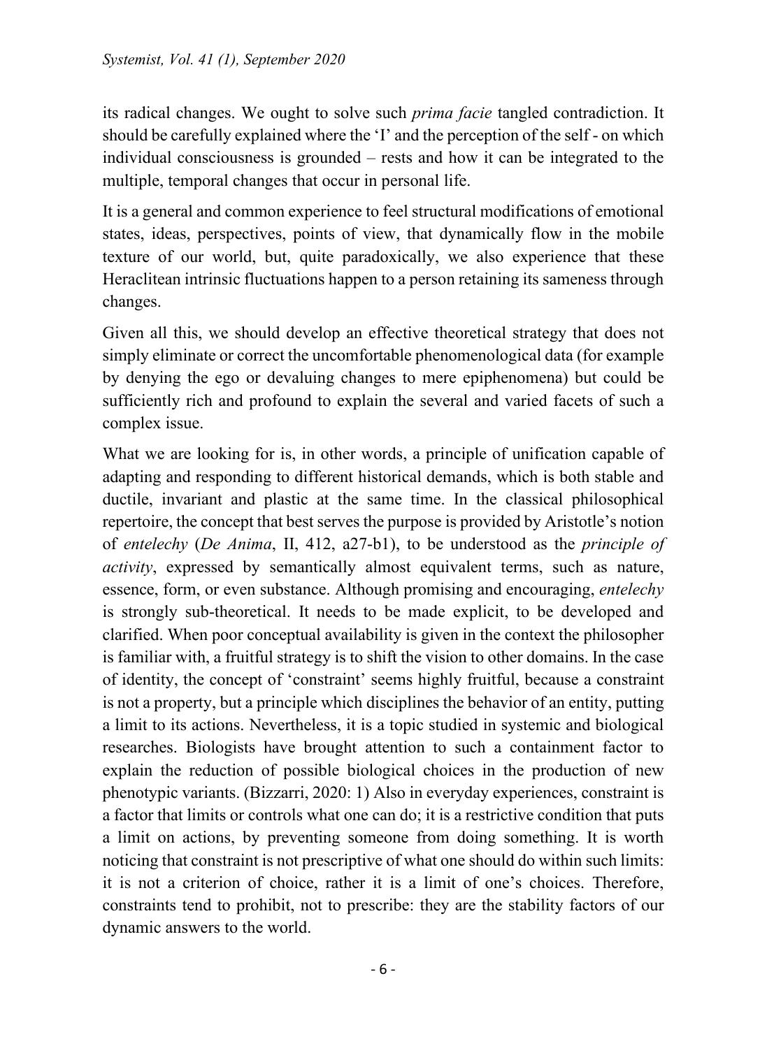its radical changes. We ought to solve such *prima facie* tangled contradiction. It should be carefully explained where the 'I' and the perception of the self - on which individual consciousness is grounded – rests and how it can be integrated to the multiple, temporal changes that occur in personal life.

It is a general and common experience to feel structural modifications of emotional states, ideas, perspectives, points of view, that dynamically flow in the mobile texture of our world, but, quite paradoxically, we also experience that these Heraclitean intrinsic fluctuations happen to a person retaining its sameness through changes.

Given all this, we should develop an effective theoretical strategy that does not simply eliminate or correct the uncomfortable phenomenological data (for example by denying the ego or devaluing changes to mere epiphenomena) but could be sufficiently rich and profound to explain the several and varied facets of such a complex issue.

What we are looking for is, in other words, a principle of unification capable of adapting and responding to different historical demands, which is both stable and ductile, invariant and plastic at the same time. In the classical philosophical repertoire, the concept that best serves the purpose is provided by Aristotle's notion of *entelechy* (*De Anima*, II, 412, a27-b1), to be understood as the *principle of activity*, expressed by semantically almost equivalent terms, such as nature, essence, form, or even substance. Although promising and encouraging, *entelechy* is strongly sub-theoretical. It needs to be made explicit, to be developed and clarified. When poor conceptual availability is given in the context the philosopher is familiar with, a fruitful strategy is to shift the vision to other domains. In the case of identity, the concept of 'constraint' seems highly fruitful, because a constraint is not a property, but a principle which disciplines the behavior of an entity, putting a limit to its actions. Nevertheless, it is a topic studied in systemic and biological researches. Biologists have brought attention to such a containment factor to explain the reduction of possible biological choices in the production of new phenotypic variants. (Bizzarri, 2020: 1) Also in everyday experiences, constraint is a factor that limits or controls what one can do; it is a restrictive condition that puts a limit on actions, by preventing someone from doing something. It is worth noticing that constraint is not prescriptive of what one should do within such limits: it is not a criterion of choice, rather it is a limit of one's choices. Therefore, constraints tend to prohibit, not to prescribe: they are the stability factors of our dynamic answers to the world.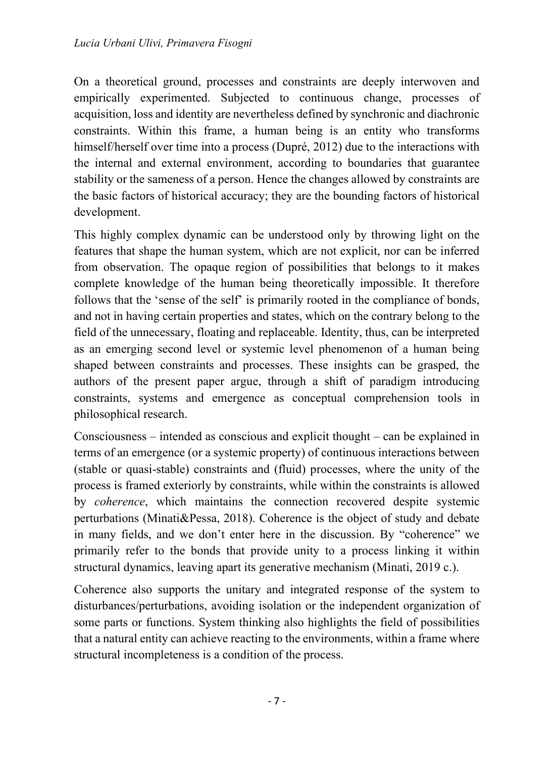On a theoretical ground, processes and constraints are deeply interwoven and empirically experimented. Subjected to continuous change, processes of acquisition, loss and identity are nevertheless defined by synchronic and diachronic constraints. Within this frame, a human being is an entity who transforms himself/herself over time into a process (Dupré, 2012) due to the interactions with the internal and external environment, according to boundaries that guarantee stability or the sameness of a person. Hence the changes allowed by constraints are the basic factors of historical accuracy; they are the bounding factors of historical development.

This highly complex dynamic can be understood only by throwing light on the features that shape the human system, which are not explicit, nor can be inferred from observation. The opaque region of possibilities that belongs to it makes complete knowledge of the human being theoretically impossible. It therefore follows that the 'sense of the self' is primarily rooted in the compliance of bonds, and not in having certain properties and states, which on the contrary belong to the field of the unnecessary, floating and replaceable. Identity, thus, can be interpreted as an emerging second level or systemic level phenomenon of a human being shaped between constraints and processes. These insights can be grasped, the authors of the present paper argue, through a shift of paradigm introducing constraints, systems and emergence as conceptual comprehension tools in philosophical research.

Consciousness – intended as conscious and explicit thought – can be explained in terms of an emergence (or a systemic property) of continuous interactions between (stable or quasi-stable) constraints and (fluid) processes, where the unity of the process is framed exteriorly by constraints, while within the constraints is allowed by *coherence*, which maintains the connection recovered despite systemic perturbations (Minati&Pessa, 2018). Coherence is the object of study and debate in many fields, and we don't enter here in the discussion. By "coherence" we primarily refer to the bonds that provide unity to a process linking it within structural dynamics, leaving apart its generative mechanism (Minati, 2019 c.).

Coherence also supports the unitary and integrated response of the system to disturbances/perturbations, avoiding isolation or the independent organization of some parts or functions. System thinking also highlights the field of possibilities that a natural entity can achieve reacting to the environments, within a frame where structural incompleteness is a condition of the process.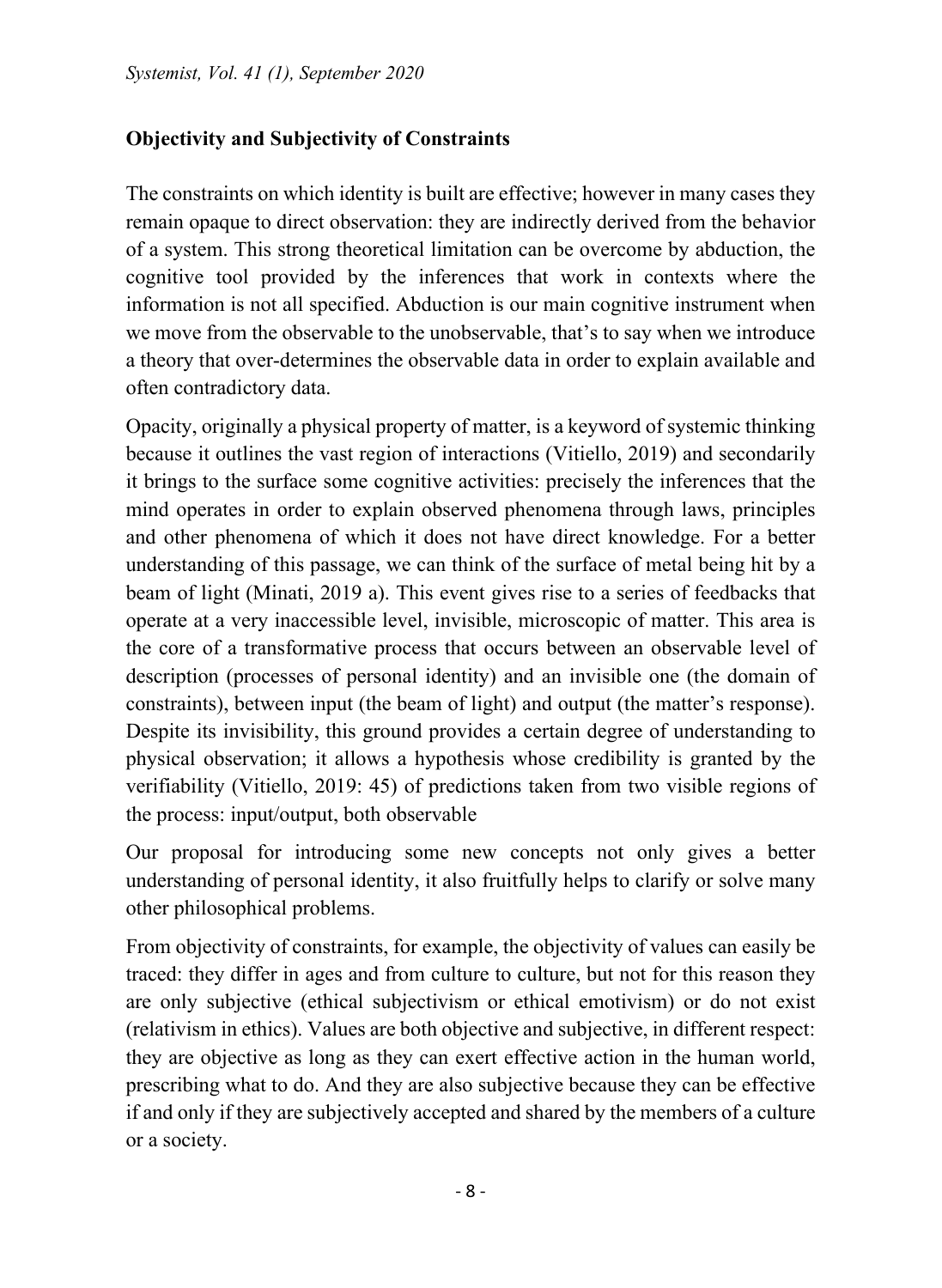**Objectivity and Subjectivity of Constraints**

The constraints on which identity is built are effective; however in many cases they remain opaque to direct observation: they are indirectly derived from the behavior of a system. This strong theoretical limitation can be overcome by abduction, the cognitive tool provided by the inferences that work in contexts where the information is not all specified. Abduction is our main cognitive instrument when we move from the observable to the unobservable, that's to say when we introduce a theory that over-determines the observable data in order to explain available and often contradictory data.

Opacity, originally a physical property of matter, is a keyword of systemic thinking because it outlines the vast region of interactions (Vitiello, 2019) and secondarily it brings to the surface some cognitive activities: precisely the inferences that the mind operates in order to explain observed phenomena through laws, principles and other phenomena of which it does not have direct knowledge. For a better understanding of this passage, we can think of the surface of metal being hit by a beam of light (Minati, 2019 a). This event gives rise to a series of feedbacks that operate at a very inaccessible level, invisible, microscopic of matter. This area is the core of a transformative process that occurs between an observable level of description (processes of personal identity) and an invisible one (the domain of constraints), between input (the beam of light) and output (the matter's response). Despite its invisibility, this ground provides a certain degree of understanding to physical observation; it allows a hypothesis whose credibility is granted by the verifiability (Vitiello, 2019: 45) of predictions taken from two visible regions of the process: input/output, both observable

Our proposal for introducing some new concepts not only gives a better understanding of personal identity, it also fruitfully helps to clarify or solve many other philosophical problems.

From objectivity of constraints, for example, the objectivity of values can easily be traced: they differ in ages and from culture to culture, but not for this reason they are only subjective (ethical subjectivism or ethical emotivism) or do not exist (relativism in ethics). Values are both objective and subjective, in different respect: they are objective as long as they can exert effective action in the human world, prescribing what to do. And they are also subjective because they can be effective if and only if they are subjectively accepted and shared by the members of a culture or a society.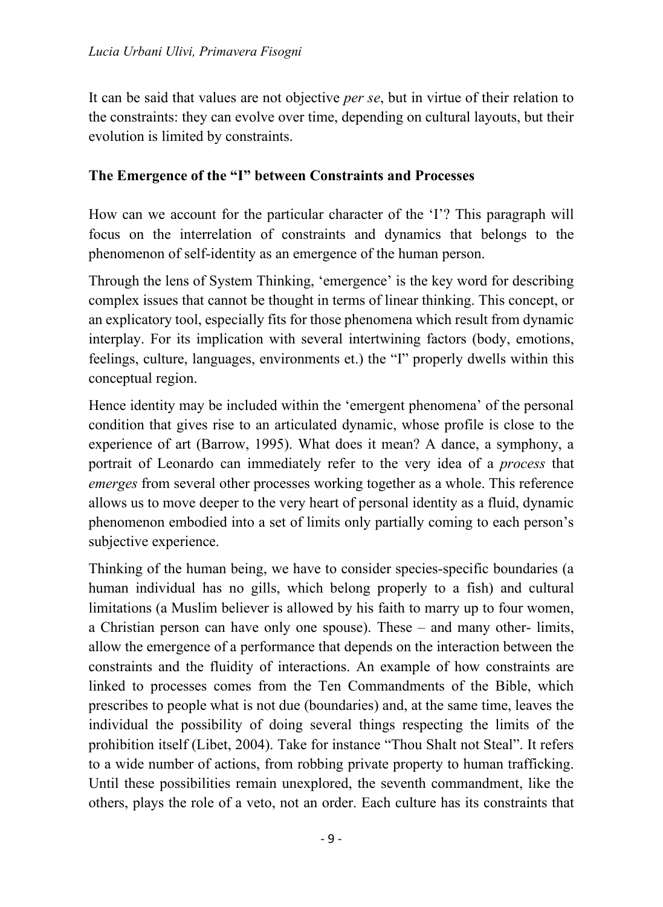It can be said that values are not objective *per se*, but in virtue of their relation to the constraints: they can evolve over time, depending on cultural layouts, but their evolution is limited by constraints.

## The Emergence of the "I" between Constraints and Processes

How can we account for the particular character of the 'I'? This paragraph will focus on the interrelation of constraints and dynamics that belongs to the phenomenon of self-identity as an emergence of the human person.

Through the lens of System Thinking, 'emergence' is the key word for describing complex issues that cannot be thought in terms of linear thinking. This concept, or an explicatory tool, especially fits for those phenomena which result from dynamic interplay. For its implication with several intertwining factors (body, emotions, feelings, culture, languages, environments et.) the "I" properly dwells within this conceptual region.

Hence identity may be included within the 'emergent phenomena' of the personal condition that gives rise to an articulated dynamic, whose profile is close to the experience of art (Barrow, 1995). What does it mean? A dance, a symphony, a portrait of Leonardo can immediately refer to the very idea of a *process* that *emerges* from several other processes working together as a whole. This reference allows us to move deeper to the very heart of personal identity as a fluid, dynamic phenomenon embodied into a set of limits only partially coming to each person's subjective experience.

Thinking of the human being, we have to consider species-specific boundaries (a human individual has no gills, which belong properly to a fish) and cultural limitations (a Muslim believer is allowed by his faith to marry up to four women, a Christian person can have only one spouse). These – and many other- limits, allow the emergence of a performance that depends on the interaction between the constraints and the fluidity of interactions. An example of how constraints are linked to processes comes from the Ten Commandments of the Bible, which prescribes to people what is not due (boundaries) and, at the same time, leaves the individual the possibility of doing several things respecting the limits of the prohibition itself (Libet, 2004). Take for instance "Thou Shalt not Steal". It refers to a wide number of actions, from robbing private property to human trafficking. Until these possibilities remain unexplored, the seventh commandment, like the others, plays the role of a veto, not an order. Each culture has its constraints that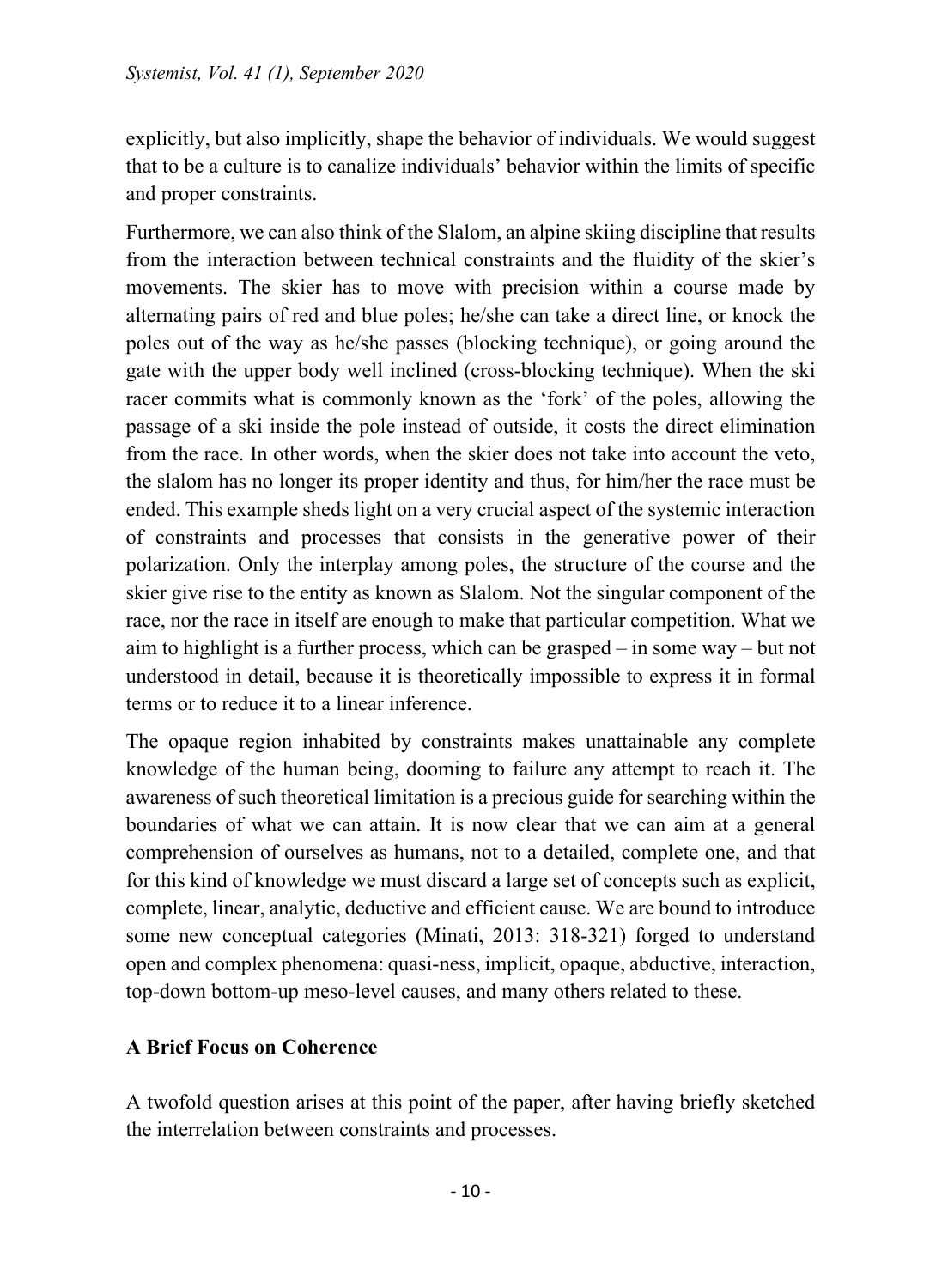explicitly, but also implicitly, shape the behavior of individuals. We would suggest that to be a culture is to canalize individuals' behavior within the limits of specific and proper constraints.

Furthermore, we can also think of the Slalom, an alpine skiing discipline that results from the interaction between technical constraints and the fluidity of the skier's movements. The skier has to move with precision within a course made by alternating pairs of red and blue poles; he/she can take a direct line, or knock the poles out of the way as he/she passes (blocking technique), or going around the gate with the upper body well inclined (cross-blocking technique). When the ski racer commits what is commonly known as the 'fork' of the poles, allowing the passage of a ski inside the pole instead of outside, it costs the direct elimination from the race. In other words, when the skier does not take into account the veto, the slalom has no longer its proper identity and thus, for him/her the race must be ended. This example sheds light on a very crucial aspect of the systemic interaction of constraints and processes that consists in the generative power of their polarization. Only the interplay among poles, the structure of the course and the skier give rise to the entity as known as Slalom. Not the singular component of the race, nor the race in itself are enough to make that particular competition. What we aim to highlight is a further process, which can be grasped – in some way – but not understood in detail, because it is theoretically impossible to express it in formal terms or to reduce it to a linear inference.

The opaque region inhabited by constraints makes unattainable any complete knowledge of the human being, dooming to failure any attempt to reach it. The awareness of such theoretical limitation is a precious guide for searching within the boundaries of what we can attain. It is now clear that we can aim at a general comprehension of ourselves as humans, not to a detailed, complete one, and that for this kind of knowledge we must discard a large set of concepts such as explicit, complete, linear, analytic, deductive and efficient cause. We are bound to introduce some new conceptual categories (Minati, 2013: 318-321) forged to understand open and complex phenomena: quasi-ness, implicit, opaque, abductive, interaction, top-down bottom-up meso-level causes, and many others related to these.

## A Brief Focus on Coherence

A twofold question arises at this point of the paper, after having briefly sketched the interrelation between constraints and processes.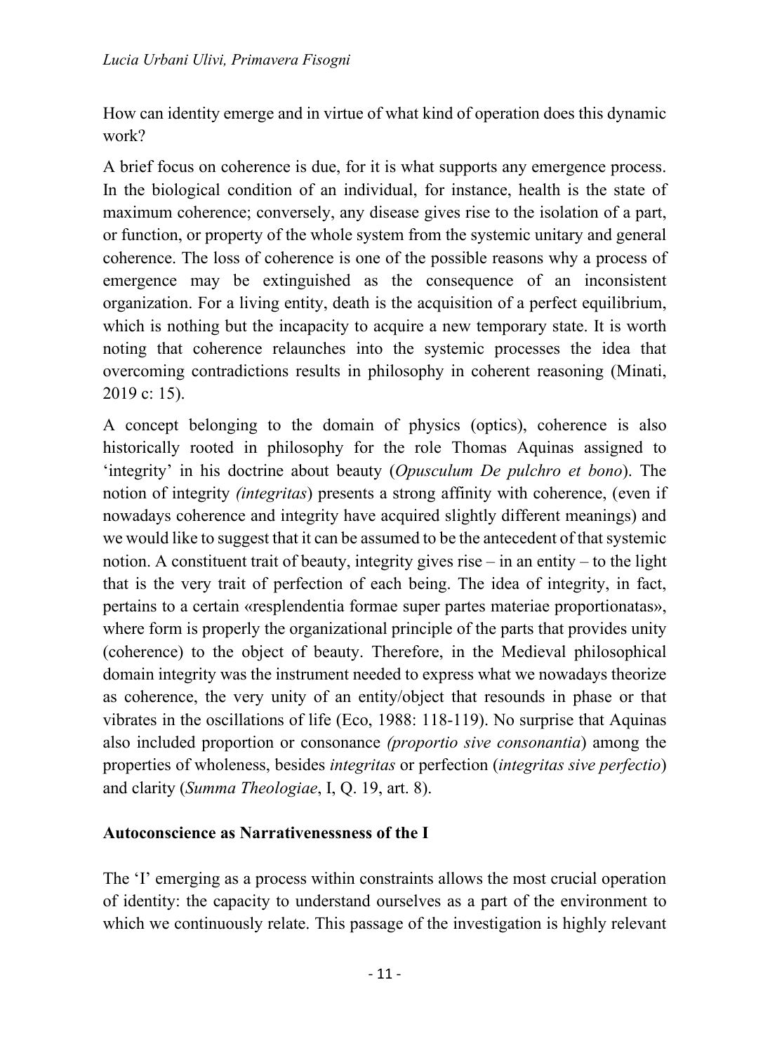How can identity emerge and in virtue of what kind of operation does this dynamic work?

A brief focus on coherence is due, for it is what supports any emergence process. In the biological condition of an individual, for instance, health is the state of maximum coherence; conversely, any disease gives rise to the isolation of a part, or function, or property of the whole system from the systemic unitary and general coherence. The loss of coherence is one of the possible reasons why a process of emergence may be extinguished as the consequence of an inconsistent organization. For a living entity, death is the acquisition of a perfect equilibrium, which is nothing but the incapacity to acquire a new temporary state. It is worth noting that coherence relaunches into the systemic processes the idea that overcoming contradictions results in philosophy in coherent reasoning (Minati, 2019 c: 15).

A concept belonging to the domain of physics (optics), coherence is also historically rooted in philosophy for the role Thomas Aquinas assigned to 'integrity' in his doctrine about beauty (*Opusculum De pulchro et bono*). The notion of integrity *(integritas*) presents a strong affinity with coherence, (even if nowadays coherence and integrity have acquired slightly different meanings) and we would like to suggest that it can be assumed to be the antecedent of that systemic notion. A constituent trait of beauty, integrity gives rise – in an entity – to the light that is the very trait of perfection of each being. The idea of integrity, in fact, pertains to a certain «resplendentia formae super partes materiae proportionatas», where form is properly the organizational principle of the parts that provides unity (coherence) to the object of beauty. Therefore, in the Medieval philosophical domain integrity was the instrument needed to express what we nowadays theorize as coherence, the very unity of an entity/object that resounds in phase or that vibrates in the oscillations of life (Eco, 1988: 118-119). No surprise that Aquinas also included proportion or consonance *(proportio sive consonantia*) among the properties of wholeness, besides *integritas* or perfection (*integritas sive perfectio*) and clarity (*Summa Theologiae*, I, Q. 19, art. 8).

## Autoconscience as Narrativenessness of the I

The 'I' emerging as a process within constraints allows the most crucial operation of identity: the capacity to understand ourselves as a part of the environment to which we continuously relate. This passage of the investigation is highly relevant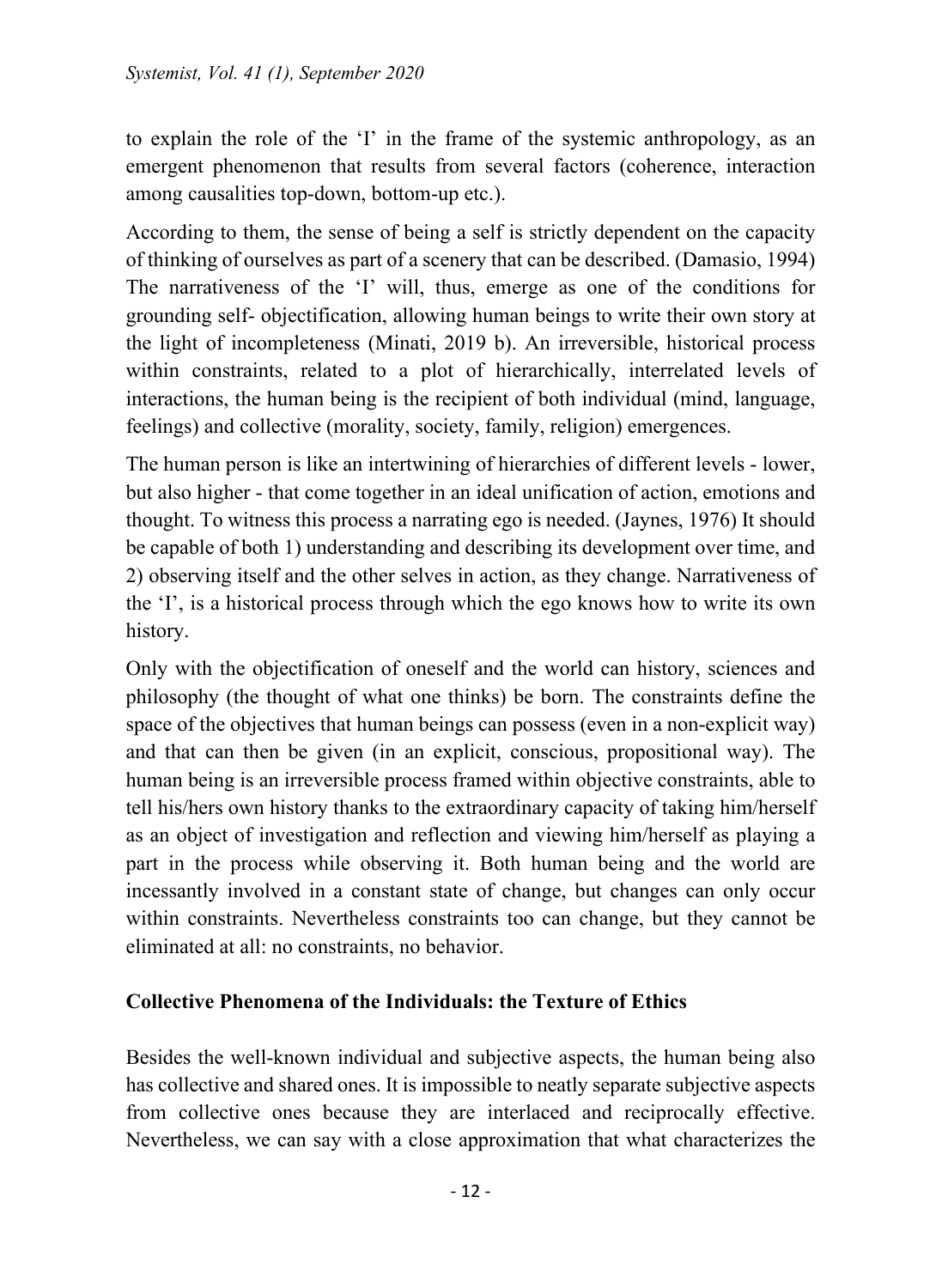to explain the role of the 'I' in the frame of the systemic anthropology, as an emergent phenomenon that results from several factors (coherence, interaction among causalities top-down, bottom-up etc.).

According to them, the sense of being a self is strictly dependent on the capacity of thinking of ourselves as part of a scenery that can be described. (Damasio, 1994) The narrativeness of the 'I' will, thus, emerge as one of the conditions for grounding self- objectification, allowing human beings to write their own story at the light of incompleteness (Minati, 2019 b). An irreversible, historical process within constraints, related to a plot of hierarchically, interrelated levels of interactions, the human being is the recipient of both individual (mind, language, feelings) and collective (morality, society, family, religion) emergences.

The human person is like an intertwining of hierarchies of different levels - lower, but also higher - that come together in an ideal unification of action, emotions and thought. To witness this process a narrating ego is needed. (Jaynes, 1976) It should be capable of both 1) understanding and describing its development over time, and 2) observing itself and the other selves in action, as they change. Narrativeness of the 'I', is a historical process through which the ego knows how to write its own history.

Only with the objectification of oneself and the world can history, sciences and philosophy (the thought of what one thinks) be born. The constraints define the space of the objectives that human beings can possess (even in a non-explicit way) and that can then be given (in an explicit, conscious, propositional way). The human being is an irreversible process framed within objective constraints, able to tell his/hers own history thanks to the extraordinary capacity of taking him/herself as an object of investigation and reflection and viewing him/herself as playing a part in the process while observing it. Both human being and the world are incessantly involved in a constant state of change, but changes can only occur within constraints. Nevertheless constraints too can change, but they cannot be eliminated at all: no constraints, no behavior.

## Collective Phenomena of the Individuals: the Texture of Ethics

Besides the well-known individual and subjective aspects, the human being also has collective and shared ones. It is impossible to neatly separate subjective aspects from collective ones because they are interlaced and reciprocally effective. Nevertheless, we can say with a close approximation that what characterizes the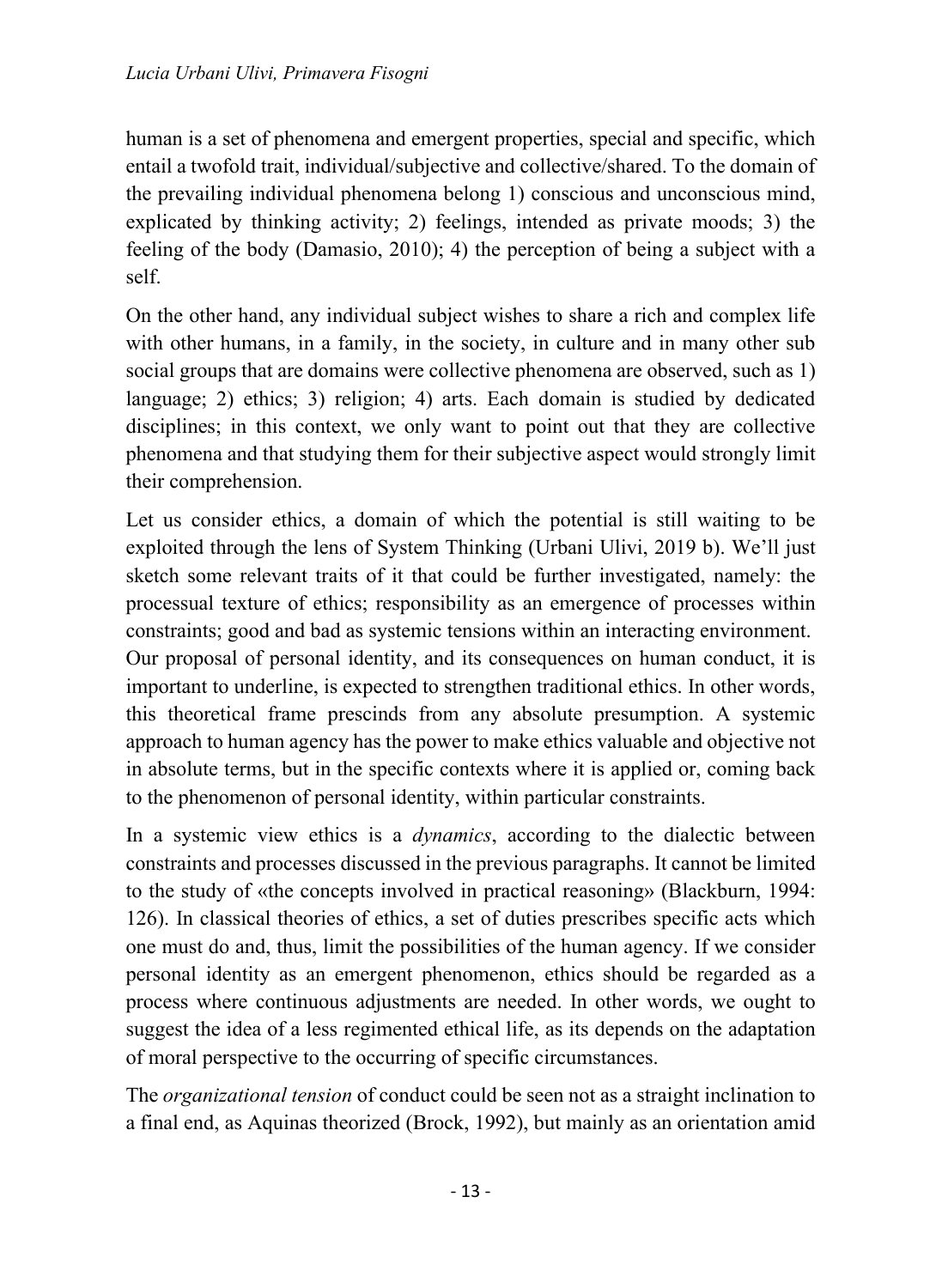human is a set of phenomena and emergent properties, special and specific, which entail a twofold trait, individual/subjective and collective/shared. To the domain of the prevailing individual phenomena belong 1) conscious and unconscious mind, explicated by thinking activity; 2) feelings, intended as private moods; 3) the feeling of the body (Damasio, 2010); 4) the perception of being a subject with a self.

On the other hand, any individual subject wishes to share a rich and complex life with other humans, in a family, in the society, in culture and in many other sub social groups that are domains were collective phenomena are observed, such as 1) language; 2) ethics; 3) religion; 4) arts. Each domain is studied by dedicated disciplines; in this context, we only want to point out that they are collective phenomena and that studying them for their subjective aspect would strongly limit their comprehension.

Let us consider ethics, a domain of which the potential is still waiting to be exploited through the lens of System Thinking (Urbani Ulivi, 2019 b). We'll just sketch some relevant traits of it that could be further investigated, namely: the processual texture of ethics; responsibility as an emergence of processes within constraints; good and bad as systemic tensions within an interacting environment.
Our proposal of personal identity, and its consequences on human conduct, it is important to underline, is expected to strengthen traditional ethics. In other words, this theoretical frame prescinds from any absolute presumption. A systemic approach to human agency has the power to make ethics valuable and objective not in absolute terms, but in the specific contexts where it is applied or, coming back to the phenomenon of personal identity, within particular constraints.

In a systemic view ethics is a *dynamics*, according to the dialectic between constraints and processes discussed in the previous paragraphs. It cannot be limited to the study of «the concepts involved in practical reasoning» (Blackburn, 1994: 126). In classical theories of ethics, a set of duties prescribes specific acts which one must do and, thus, limit the possibilities of the human agency. If we consider personal identity as an emergent phenomenon, ethics should be regarded as a process where continuous adjustments are needed. In other words, we ought to suggest the idea of a less regimented ethical life, as its depends on the adaptation of moral perspective to the occurring of specific circumstances.

The *organizational tension* of conduct could be seen not as a straight inclination to a final end, as Aquinas theorized (Brock, 1992), but mainly as an orientation amid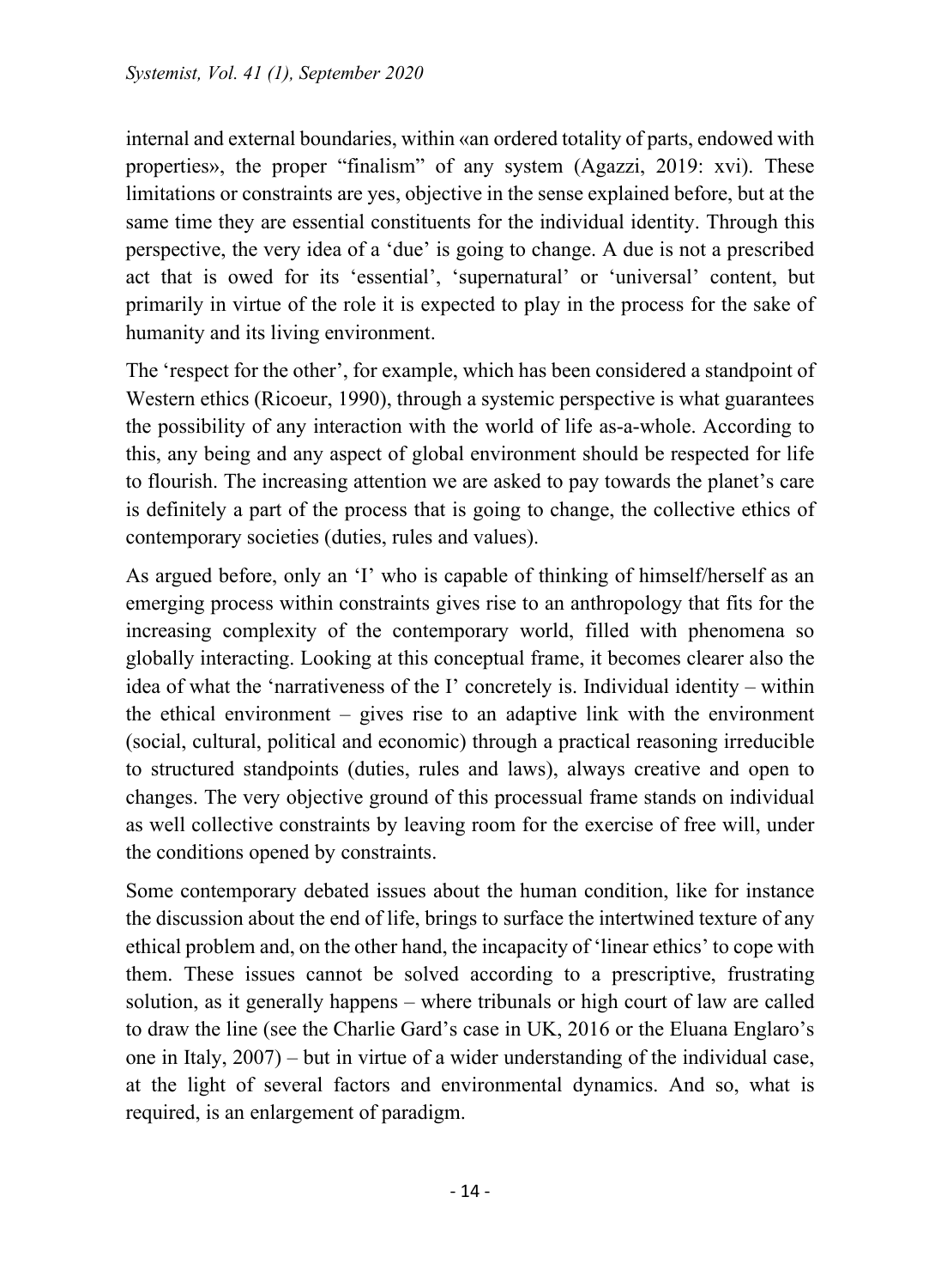internal and external boundaries, within «an ordered totality of parts, endowed with properties», the proper "finalism" of any system (Agazzi, 2019: xvi). These limitations or constraints are yes, objective in the sense explained before, but at the same time they are essential constituents for the individual identity. Through this perspective, the very idea of a 'due' is going to change. A due is not a prescribed act that is owed for its 'essential', 'supernatural' or 'universal' content, but primarily in virtue of the role it is expected to play in the process for the sake of humanity and its living environment.

The 'respect for the other', for example, which has been considered a standpoint of Western ethics (Ricoeur, 1990), through a systemic perspective is what guarantees the possibility of any interaction with the world of life as-a-whole. According to this, any being and any aspect of global environment should be respected for life to flourish. The increasing attention we are asked to pay towards the planet's care is definitely a part of the process that is going to change, the collective ethics of contemporary societies (duties, rules and values).

As argued before, only an 'I' who is capable of thinking of himself/herself as an emerging process within constraints gives rise to an anthropology that fits for the increasing complexity of the contemporary world, filled with phenomena so globally interacting. Looking at this conceptual frame, it becomes clearer also the idea of what the 'narrativeness of the I' concretely is. Individual identity – within the ethical environment – gives rise to an adaptive link with the environment (social, cultural, political and economic) through a practical reasoning irreducible to structured standpoints (duties, rules and laws), always creative and open to changes. The very objective ground of this processual frame stands on individual as well collective constraints by leaving room for the exercise of free will, under the conditions opened by constraints.

Some contemporary debated issues about the human condition, like for instance the discussion about the end of life, brings to surface the intertwined texture of any ethical problem and, on the other hand, the incapacity of 'linear ethics' to cope with them. These issues cannot be solved according to a prescriptive, frustrating solution, as it generally happens – where tribunals or high court of law are called to draw the line (see the Charlie Gard's case in UK, 2016 or the Eluana Englaro's one in Italy, 2007) – but in virtue of a wider understanding of the individual case, at the light of several factors and environmental dynamics. And so, what is required, is an enlargement of paradigm.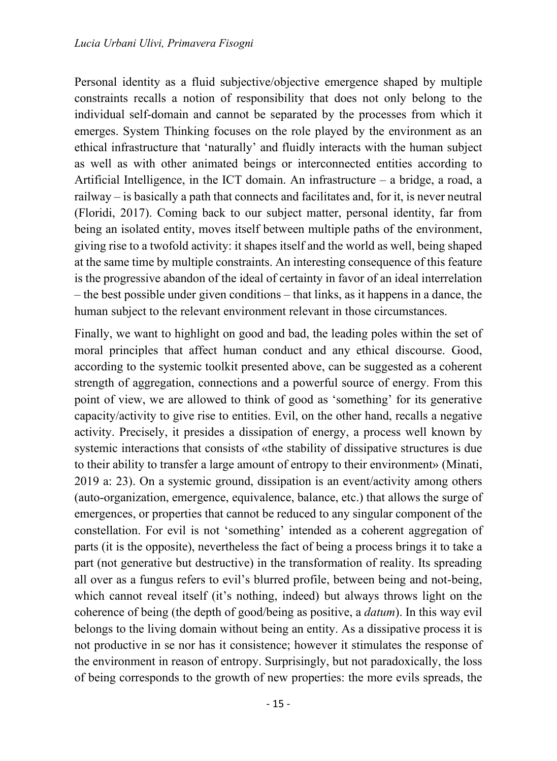Personal identity as a fluid subjective/objective emergence shaped by multiple constraints recalls a notion of responsibility that does not only belong to the individual self-domain and cannot be separated by the processes from which it emerges. System Thinking focuses on the role played by the environment as an ethical infrastructure that 'naturally' and fluidly interacts with the human subject as well as with other animated beings or interconnected entities according to Artificial Intelligence, in the ICT domain. An infrastructure – a bridge, a road, a railway – is basically a path that connects and facilitates and, for it, is never neutral (Floridi, 2017). Coming back to our subject matter, personal identity, far from being an isolated entity, moves itself between multiple paths of the environment, giving rise to a twofold activity: it shapes itself and the world as well, being shaped at the same time by multiple constraints. An interesting consequence of this feature is the progressive abandon of the ideal of certainty in favor of an ideal interrelation – the best possible under given conditions – that links, as it happens in a dance, the human subject to the relevant environment relevant in those circumstances.

Finally, we want to highlight on good and bad, the leading poles within the set of moral principles that affect human conduct and any ethical discourse. Good, according to the systemic toolkit presented above, can be suggested as a coherent strength of aggregation, connections and a powerful source of energy. From this point of view, we are allowed to think of good as 'something' for its generative capacity/activity to give rise to entities. Evil, on the other hand, recalls a negative activity. Precisely, it presides a dissipation of energy, a process well known by systemic interactions that consists of «the stability of dissipative structures is due to their ability to transfer a large amount of entropy to their environment» (Minati, 2019 a: 23). On a systemic ground, dissipation is an event/activity among others (auto-organization, emergence, equivalence, balance, etc.) that allows the surge of emergences, or properties that cannot be reduced to any singular component of the constellation. For evil is not 'something' intended as a coherent aggregation of parts (it is the opposite), nevertheless the fact of being a process brings it to take a part (not generative but destructive) in the transformation of reality. Its spreading all over as a fungus refers to evil's blurred profile, between being and not-being, which cannot reveal itself (it's nothing, indeed) but always throws light on the coherence of being (the depth of good/being as positive, a *datum*). In this way evil belongs to the living domain without being an entity. As a dissipative process it is not productive in se nor has it consistence; however it stimulates the response of the environment in reason of entropy. Surprisingly, but not paradoxically, the loss of being corresponds to the growth of new properties: the more evils spreads, the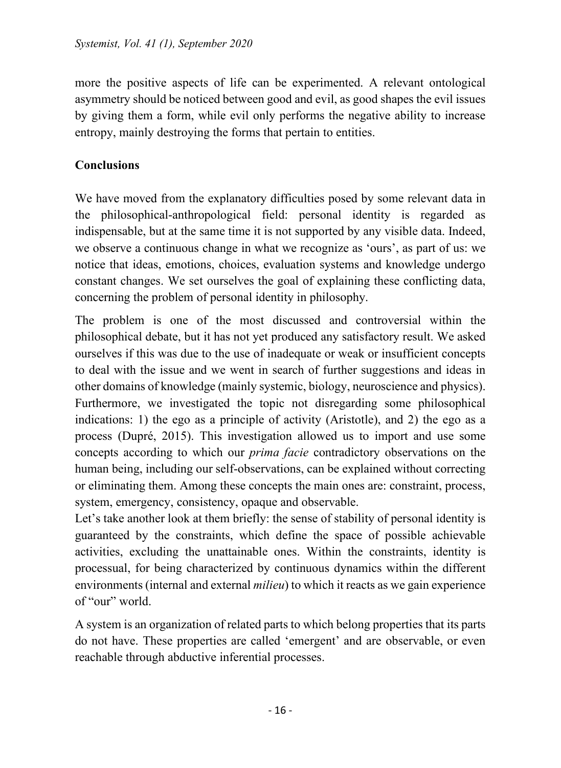more the positive aspects of life can be experimented. A relevant ontological asymmetry should be noticed between good and evil, as good shapes the evil issues by giving them a form, while evil only performs the negative ability to increase entropy, mainly destroying the forms that pertain to entities.

## Conclusions

We have moved from the explanatory difficulties posed by some relevant data in the philosophical-anthropological field: personal identity is regarded as indispensable, but at the same time it is not supported by any visible data. Indeed, we observe a continuous change in what we recognize as 'ours', as part of us: we notice that ideas, emotions, choices, evaluation systems and knowledge undergo constant changes. We set ourselves the goal of explaining these conflicting data, concerning the problem of personal identity in philosophy.

The problem is one of the most discussed and controversial within the philosophical debate, but it has not yet produced any satisfactory result. We asked ourselves if this was due to the use of inadequate or weak or insufficient concepts to deal with the issue and we went in search of further suggestions and ideas in other domains of knowledge (mainly systemic, biology, neuroscience and physics). Furthermore, we investigated the topic not disregarding some philosophical indications: 1) the ego as a principle of activity (Aristotle), and 2) the ego as a process (Dupré, 2015). This investigation allowed us to import and use some concepts according to which our *prima facie* contradictory observations on the human being, including our self-observations, can be explained without correcting or eliminating them. Among these concepts the main ones are: constraint, process, system, emergency, consistency, opaque and observable.

Let's take another look at them briefly: the sense of stability of personal identity is guaranteed by the constraints, which define the space of possible achievable activities, excluding the unattainable ones. Within the constraints, identity is processual, for being characterized by continuous dynamics within the different environments (internal and external *milieu*) to which it reacts as we gain experience of "our" world.

A system is an organization of related parts to which belong properties that its parts do not have. These properties are called 'emergent' and are observable, or even reachable through abductive inferential processes.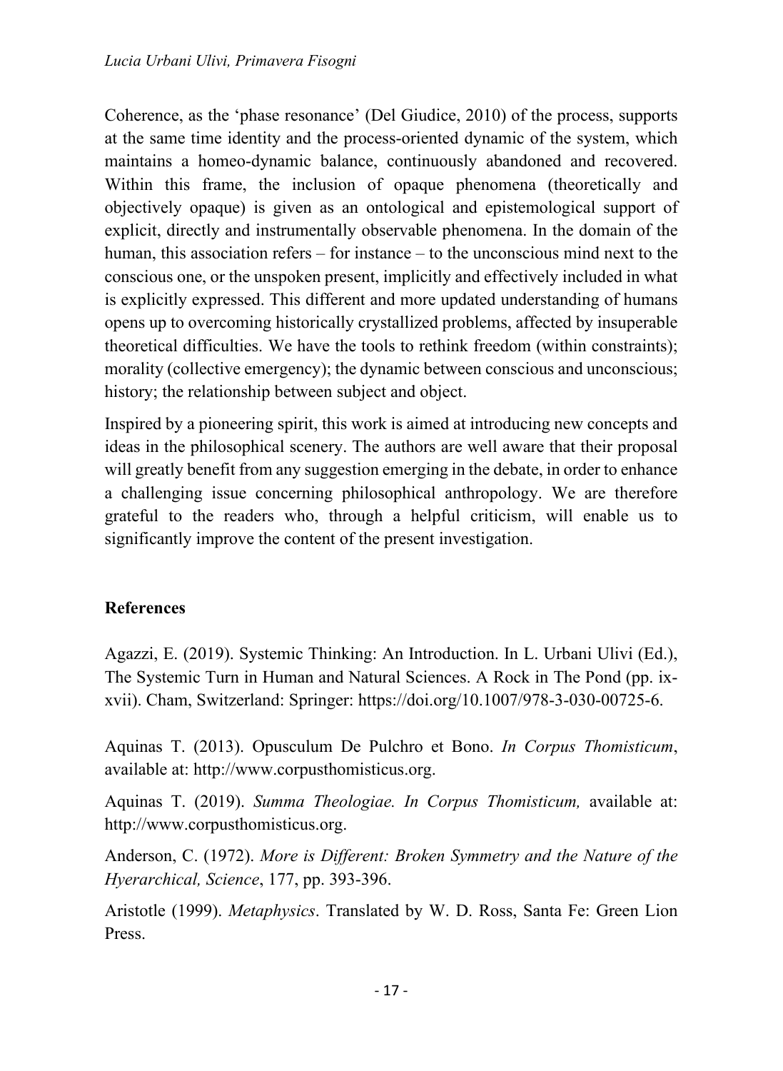Coherence, as the 'phase resonance' (Del Giudice, 2010) of the process, supports at the same time identity and the process-oriented dynamic of the system, which maintains a homeo-dynamic balance, continuously abandoned and recovered. Within this frame, the inclusion of opaque phenomena (theoretically and objectively opaque) is given as an ontological and epistemological support of explicit, directly and instrumentally observable phenomena. In the domain of the human, this association refers – for instance – to the unconscious mind next to the conscious one, or the unspoken present, implicitly and effectively included in what is explicitly expressed. This different and more updated understanding of humans opens up to overcoming historically crystallized problems, affected by insuperable theoretical difficulties. We have the tools to rethink freedom (within constraints); morality (collective emergency); the dynamic between conscious and unconscious; history; the relationship between subject and object.

Inspired by a pioneering spirit, this work is aimed at introducing new concepts and ideas in the philosophical scenery. The authors are well aware that their proposal will greatly benefit from any suggestion emerging in the debate, in order to enhance a challenging issue concerning philosophical anthropology. We are therefore grateful to the readers who, through a helpful criticism, will enable us to significantly improve the content of the present investigation.

## References

Agazzi, E. (2019). Systemic Thinking: An Introduction. In L. Urbani Ulivi (Ed.), The Systemic Turn in Human and Natural Sciences. A Rock in The Pond (pp. ix-xvii). Cham, Switzerland: Springer: https://doi.org/10.1007/978-3-030-00725-6.

Aquinas T. (2013). Opusculum De Pulchro et Bono. *In Corpus Thomisticum*, available at: http://www.corpusthomisticus.org.

Aquinas T. (2019). *Summa Theologiae. In Corpus Thomisticum,* available at: http://www.corpusthomisticus.org.

Anderson, C. (1972). *More is Different: Broken Symmetry and the Nature of the Hyerarchical, Science*, 177, pp. 393-396.

Aristotle (1999). *Metaphysics*. Translated by W. D. Ross, Santa Fe: Green Lion Press.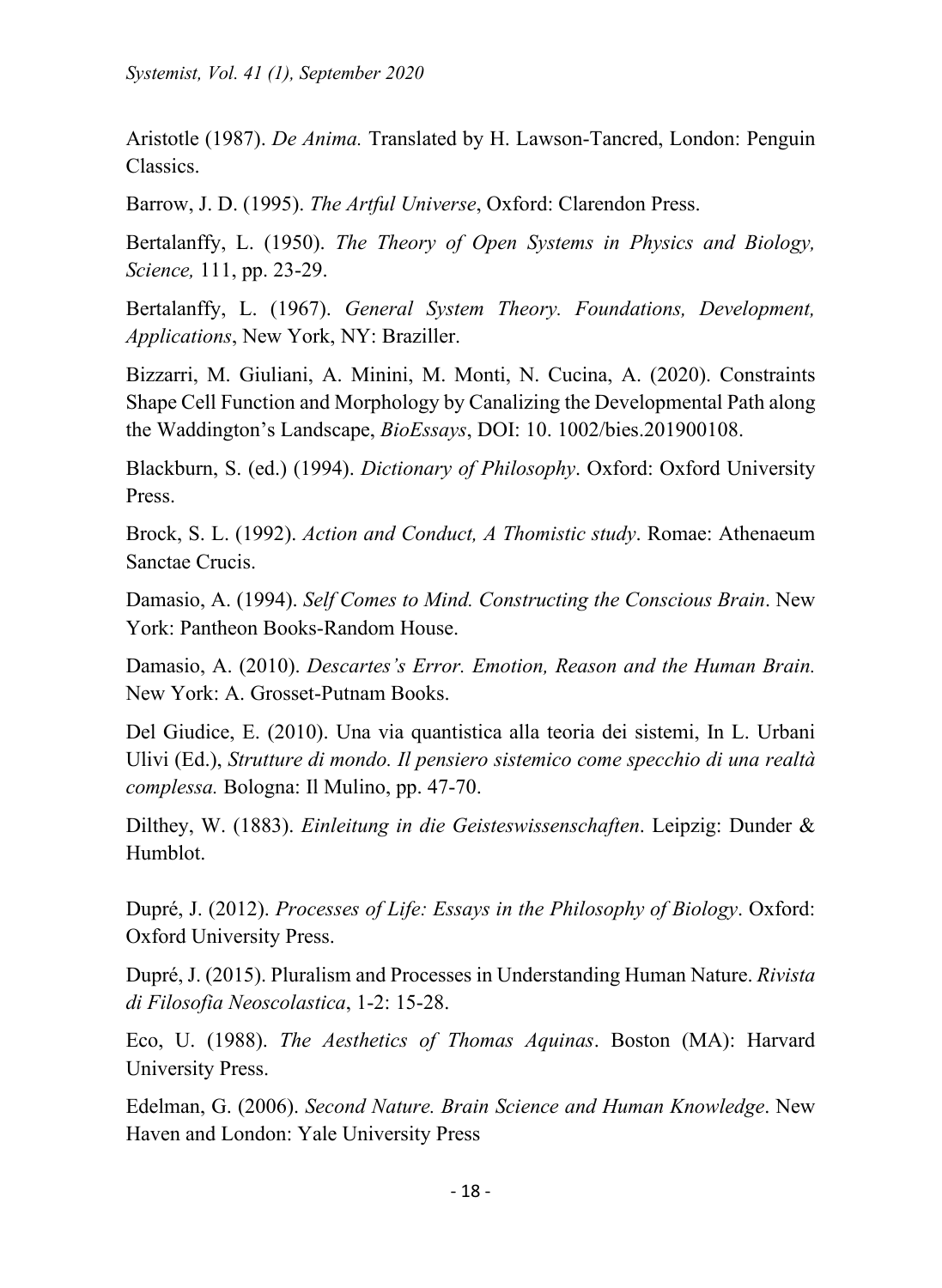Aristotle (1987). *De Anima.* Translated by H. Lawson-Tancred, London: Penguin Classics.

Barrow, J. D. (1995). *The Artful Universe*, Oxford: Clarendon Press.

Bertalanffy, L. (1950). *The Theory of Open Systems in Physics and Biology, Science,* 111, pp. 23-29.

Bertalanffy, L. (1967). *General System Theory. Foundations, Development, Applications*, New York, NY: Braziller.

Bizzarri, M. Giuliani, A. Minini, M. Monti, N. Cucina, A. (2020). Constraints Shape Cell Function and Morphology by Canalizing the Developmental Path along the Waddington's Landscape, *BioEssays*, DOI: 10. 1002/bies.201900108.

Blackburn, S. (ed.) (1994). *Dictionary of Philosophy*. Oxford: Oxford University Press.

Brock, S. L. (1992). *Action and Conduct, A Thomistic study*. Romae: Athenaeum Sanctae Crucis.

Damasio, A. (1994). *Self Comes to Mind. Constructing the Conscious Brain*. New York: Pantheon Books-Random House.

Damasio, A. (2010). *Descartes's Error. Emotion, Reason and the Human Brain.* New York: A. Grosset-Putnam Books.

Del Giudice, E. (2010). Una via quantistica alla teoria dei sistemi, In L. Urbani Ulivi (Ed.), *Strutture di mondo. Il pensiero sistemico come specchio di una realtà complessa.* Bologna: Il Mulino, pp. 47-70.

Dilthey, W. (1883). *Einleitung in die Geisteswissenschaften*. Leipzig: Dunder & Humblot.

Dupré, J. (2012). *Processes of Life: Essays in the Philosophy of Biology*. Oxford: Oxford University Press.

Dupré, J. (2015). Pluralism and Processes in Understanding Human Nature. *Rivista di Filosofia Neoscolastica*, 1-2: 15-28.

Eco, U. (1988). *The Aesthetics of Thomas Aquinas*. Boston (MA): Harvard University Press.

Edelman, G. (2006). *Second Nature. Brain Science and Human Knowledge*. New Haven and London: Yale University Press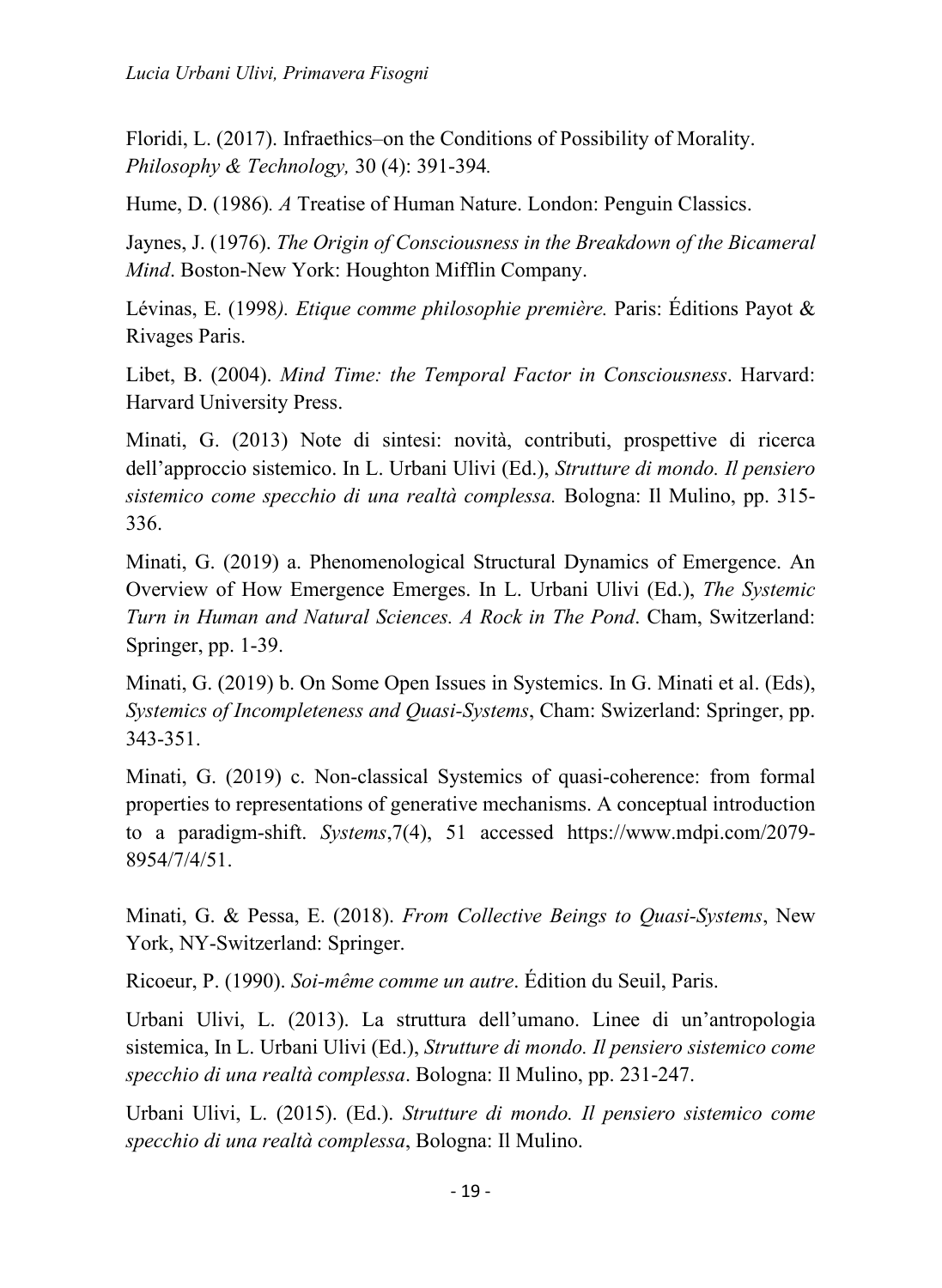Floridi, L. (2017). Infraethics–on the Conditions of Possibility of Morality. *Philosophy & Technology,* 30 (4): 391-394*.*

Hume, D. (1986)*. A* Treatise of Human Nature. London: Penguin Classics.

Jaynes, J. (1976). *The Origin of Consciousness in the Breakdown of the Bicameral Mind*. Boston-New York: Houghton Mifflin Company.

Lévinas, E. (1998*). Etique comme philosophie première.* Paris: Éditions Payot & Rivages Paris.

Libet, B. (2004). *Mind Time: the Temporal Factor in Consciousness*. Harvard: Harvard University Press.

Minati, G. (2013) Note di sintesi: novità, contributi, prospettive di ricerca dell'approccio sistemico. In L. Urbani Ulivi (Ed.), *Strutture di mondo. Il pensiero sistemico come specchio di una realtà complessa.* Bologna: Il Mulino, pp. 315-336.

Minati, G. (2019) a. Phenomenological Structural Dynamics of Emergence. An Overview of How Emergence Emerges. In L. Urbani Ulivi (Ed.), *The Systemic Turn in Human and Natural Sciences. A Rock in The Pond*. Cham, Switzerland: Springer, pp. 1-39.

Minati, G. (2019) b. On Some Open Issues in Systemics. In G. Minati et al. (Eds), *Systemics of Incompleteness and Quasi-Systems*, Cham: Swizerland: Springer, pp. 343-351.

Minati, G. (2019) c. Non-classical Systemics of quasi-coherence: from formal properties to representations of generative mechanisms. A conceptual introduction to a paradigm-shift. *Systems*,7(4), 51 accessed https://www.mdpi.com/2079-8954/7/4/51.

Minati, G. & Pessa, E. (2018). *From Collective Beings to Quasi-Systems*, New York, NY-Switzerland: Springer.

Ricoeur, P. (1990). *Soi-même comme un autre*. Édition du Seuil, Paris.

Urbani Ulivi, L. (2013). La struttura dell'umano. Linee di un'antropologia sistemica, In L. Urbani Ulivi (Ed.), *Strutture di mondo. Il pensiero sistemico come specchio di una realtà complessa*. Bologna: Il Mulino, pp. 231-247.

Urbani Ulivi, L. (2015). (Ed.). *Strutture di mondo. Il pensiero sistemico come specchio di una realtà complessa*, Bologna: Il Mulino.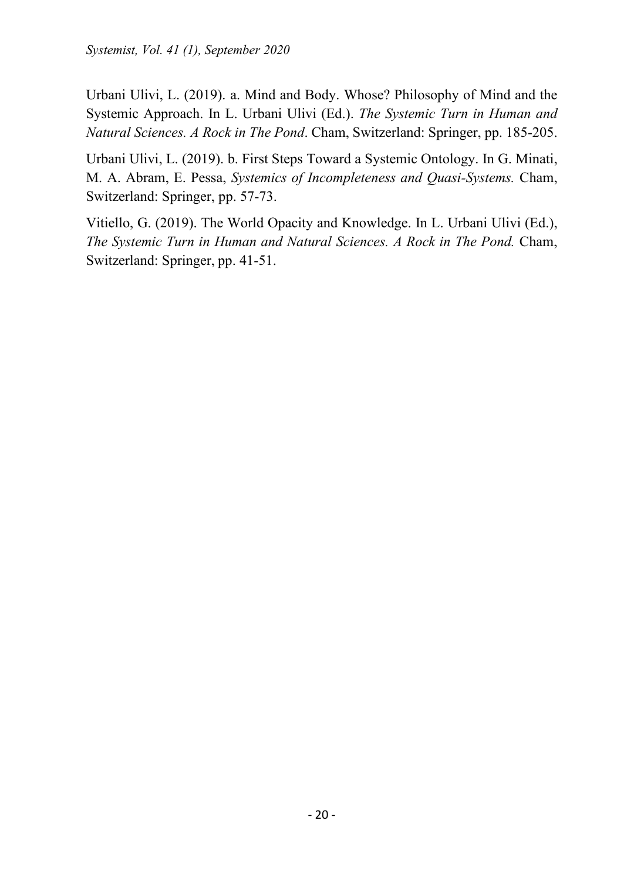Urbani Ulivi, L. (2019). a. Mind and Body. Whose? Philosophy of Mind and the Systemic Approach. In L. Urbani Ulivi (Ed.). *The Systemic Turn in Human and Natural Sciences. A Rock in The Pond*. Cham, Switzerland: Springer, pp. 185-205.

Urbani Ulivi, L. (2019). b. First Steps Toward a Systemic Ontology. In G. Minati, M. A. Abram, E. Pessa, *Systemics of Incompleteness and Quasi-Systems.* Cham, Switzerland: Springer, pp. 57-73.

Vitiello, G. (2019). The World Opacity and Knowledge. In L. Urbani Ulivi (Ed.), *The Systemic Turn in Human and Natural Sciences. A Rock in The Pond.* Cham, Switzerland: Springer, pp. 41-51.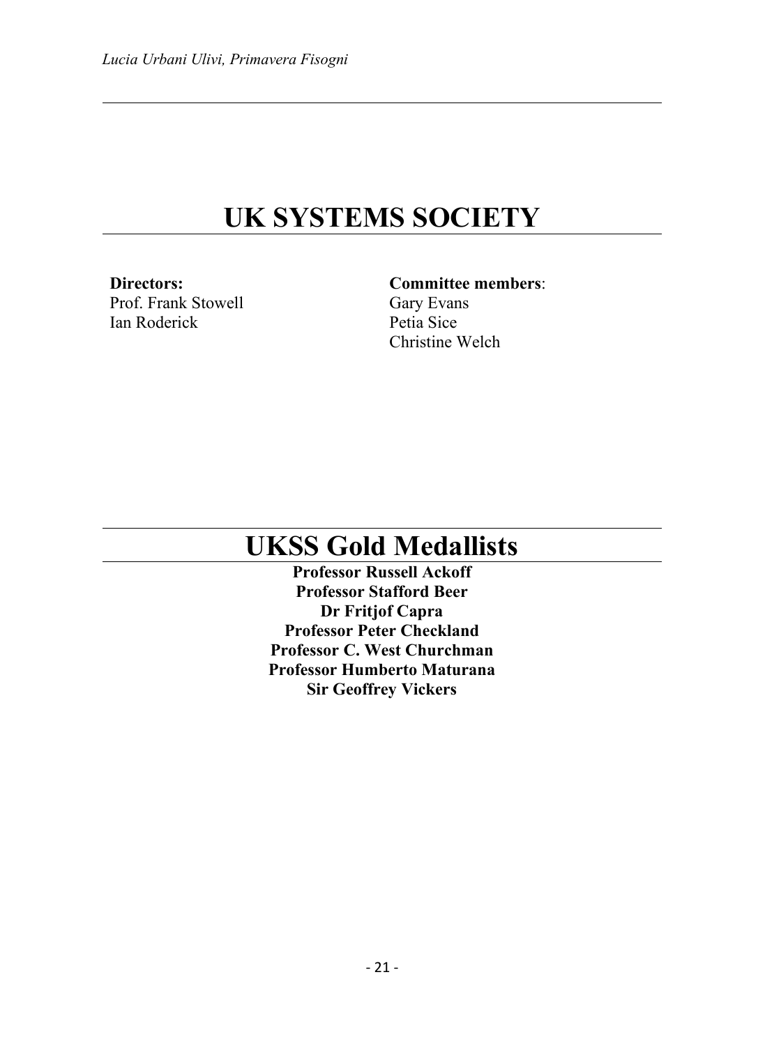# UK SYSTEMS SOCIETY

**Directors:**
Prof. Frank Stowell
Ian Roderick

**Committee members**:
Gary Evans
Petia Sice
Christine Welch

# UKSS Gold Medallists

**Professor Russell Ackoff**
**Professor Stafford Beer**
**Dr Fritjof Capra**
**Professor Peter Checkland**
**Professor C. West Churchman**
**Professor Humberto Maturana**
**Sir Geoffrey Vickers**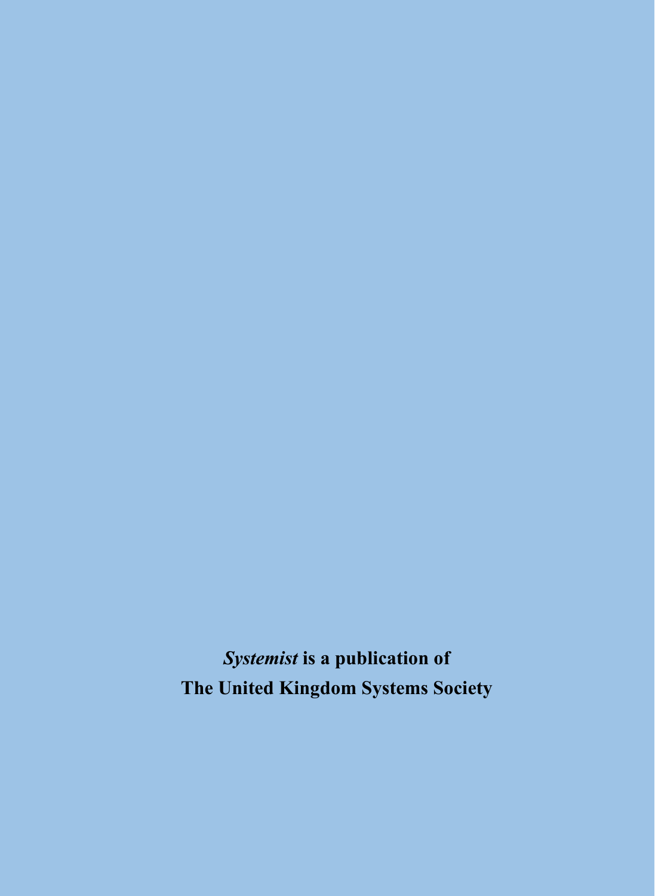***Systemist* is a publication of**

**The United Kingdom Systems Society**